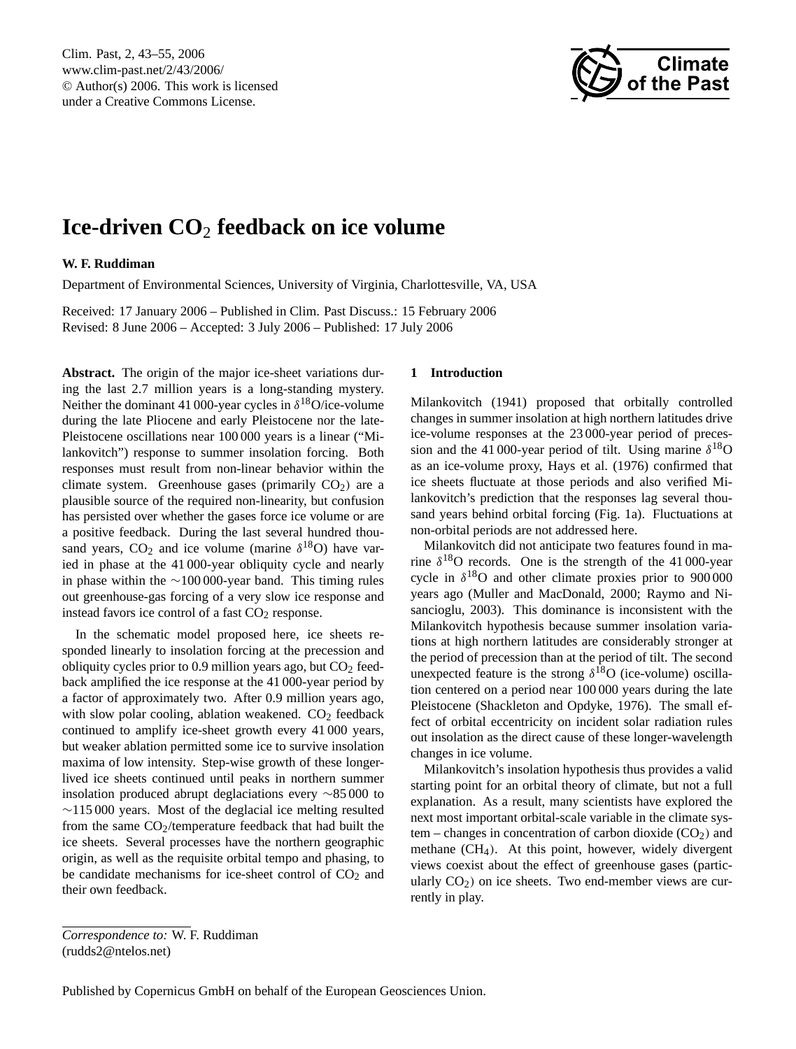# Ice-driven $CO_2$ feedback on ice volume

**W. F. Ruddiman**

Department of Environmental Sciences, University of Virginia, Charlottesville, VA, USA

Received: 17 January 2006 – Published in Clim. Past Discuss.: 15 February 2006
Revised: 8 June 2006 – Accepted: 3 July 2006 – Published: 17 July 2006

**Abstract.** The origin of the major ice-sheet variations during the last 2.7 million years is a long-standing mystery. Neither the dominant 41 000-year cycles in $\delta^{18}O$/ice-volume during the late Pliocene and early Pleistocene nor the late-Pleistocene oscillations near 100 000 years is a linear ("Milankovitch") response to summer insolation forcing. Both responses must result from non-linear behavior within the climate system. Greenhouse gases (primarily $CO_2$) are a plausible source of the required non-linearity, but confusion has persisted over whether the gases force ice volume or are a positive feedback. During the last several hundred thousand years, $CO_2$ and ice volume (marine $\delta^{18}O$) have varied in phase at the 41 000-year obliquity cycle and nearly in phase within the ∼100 000-year band. This timing rules out greenhouse-gas forcing of a very slow ice response and instead favors ice control of a fast $CO_2$ response.

In the schematic model proposed here, ice sheets responded linearly to insolation forcing at the precession and obliquity cycles prior to 0.9 million years ago, but $CO_2$ feedback amplified the ice response at the 41 000-year period by a factor of approximately two. After 0.9 million years ago, with slow polar cooling, ablation weakened. $CO_2$ feedback continued to amplify ice-sheet growth every 41 000 years, but weaker ablation permitted some ice to survive insolation maxima of low intensity. Step-wise growth of these longer-lived ice sheets continued until peaks in northern summer insolation produced abrupt deglaciations every ∼85 000 to ∼115 000 years. Most of the deglacial ice melting resulted from the same $CO_2$/temperature feedback that had built the ice sheets. Several processes have the northern geographic origin, as well as the requisite orbital tempo and phasing, to be candidate mechanisms for ice-sheet control of $CO_2$ and their own feedback.

## 1 Introduction

Milankovitch (1941) proposed that orbitally controlled changes in summer insolation at high northern latitudes drive ice-volume responses at the 23 000-year period of precession and the 41 000-year period of tilt. Using marine $\delta^{18}O$ as an ice-volume proxy, Hays et al. (1976) confirmed that ice sheets fluctuate at those periods and also verified Milankovitch's prediction that the responses lag several thousand years behind orbital forcing (Fig. 1a). Fluctuations at non-orbital periods are not addressed here.

Milankovitch did not anticipate two features found in marine $\delta^{18}O$ records. One is the strength of the 41 000-year cycle in $\delta^{18}O$ and other climate proxies prior to 900 000 years ago (Muller and MacDonald, 2000; Raymo and Nisancioglu, 2003). This dominance is inconsistent with the Milankovitch hypothesis because summer insolation variations at high northern latitudes are considerably stronger at the period of precession than at the period of tilt. The second unexpected feature is the strong $\delta^{18}O$ (ice-volume) oscillation centered on a period near 100 000 years during the late Pleistocene (Shackleton and Opdyke, 1976). The small effect of orbital eccentricity on incident solar radiation rules out insolation as the direct cause of these longer-wavelength changes in ice volume.

Milankovitch's insolation hypothesis thus provides a valid starting point for an orbital theory of climate, but not a full explanation. As a result, many scientists have explored the next most important orbital-scale variable in the climate system – changes in concentration of carbon dioxide ($CO_2$) and methane ($CH_4$). At this point, however, widely divergent views coexist about the effect of greenhouse gases (particularly $CO_2$) on ice sheets. Two end-member views are currently in play.

*Correspondence to:* W. F. Ruddiman
(rudds2@ntelos.net)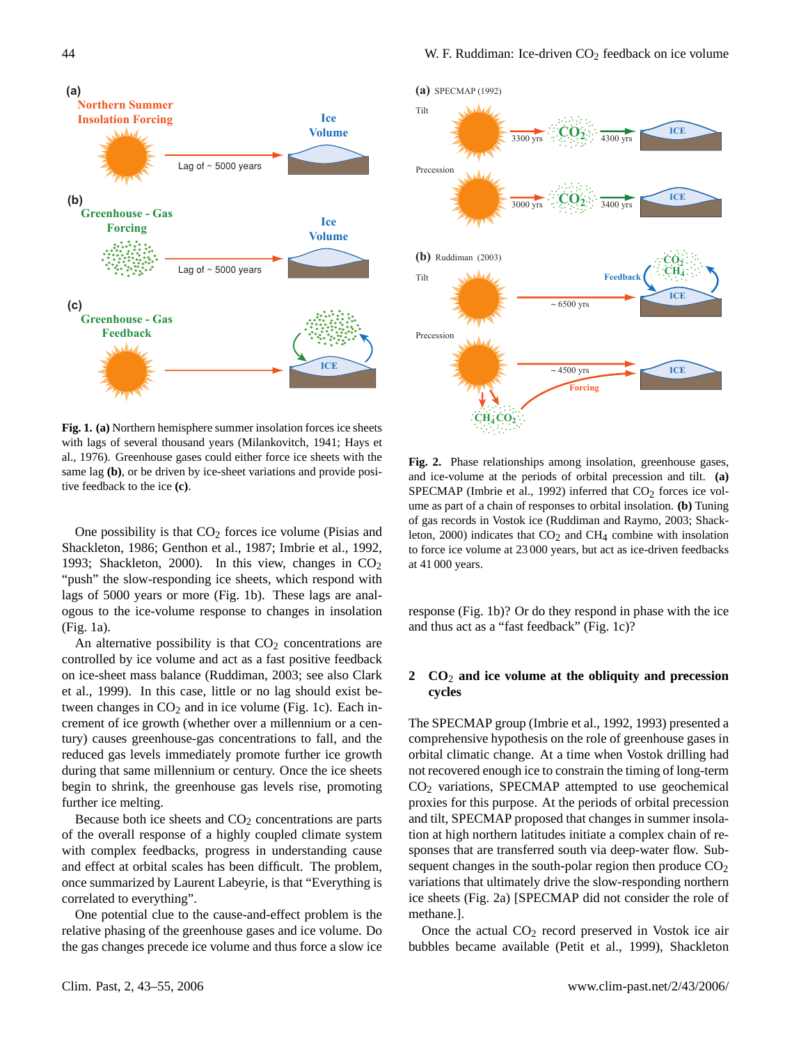**Fig. 1. (a)** Northern hemisphere summer insolation forces ice sheets with lags of several thousand years (Milankovitch, 1941; Hays et al., 1976). Greenhouse gases could either force ice sheets with the same lag **(b)**, or be driven by ice-sheet variations and provide positive feedback to the ice **(c)**.

**Fig. 2.** Phase relationships among insolation, greenhouse gases, and ice-volume at the periods of orbital precession and tilt. **(a)** SPECMAP (Imbrie et al., 1992) inferred that $CO_2$ forces ice volume as part of a chain of responses to orbital insolation. **(b)** Tuning of gas records in Vostok ice (Ruddiman and Raymo, 2003; Shackleton, 2000) indicates that $CO_2$ and $CH_4$ combine with insolation to force ice volume at 23 000 years, but act as ice-driven feedbacks at 41 000 years.

One possibility is that $CO_2$ forces ice volume (Pisias and Shackleton, 1986; Genthon et al., 1987; Imbrie et al., 1992, 1993; Shackleton, 2000). In this view, changes in $CO_2$ "push" the slow-responding ice sheets, which respond with lags of 5000 years or more (Fig. 1b). These lags are analogous to the ice-volume response to changes in insolation (Fig. 1a).

An alternative possibility is that $CO_2$ concentrations are controlled by ice volume and act as a fast positive feedback on ice-sheet mass balance (Ruddiman, 2003; see also Clark et al., 1999). In this case, little or no lag should exist between changes in $CO_2$ and in ice volume (Fig. 1c). Each increment of ice growth (whether over a millennium or a century) causes greenhouse-gas concentrations to fall, and the reduced gas levels immediately promote further ice growth during that same millennium or century. Once the ice sheets begin to shrink, the greenhouse gas levels rise, promoting further ice melting.

Because both ice sheets and $CO_2$ concentrations are parts of the overall response of a highly coupled climate system with complex feedbacks, progress in understanding cause and effect at orbital scales has been difficult. The problem, once summarized by Laurent Labeyrie, is that "Everything is correlated to everything".

One potential clue to the cause-and-effect problem is the relative phasing of the greenhouse gases and ice volume. Do the gas changes precede ice volume and thus force a slow ice response (Fig. 1b)? Or do they respond in phase with the ice and thus act as a "fast feedback" (Fig. 1c)?

## 2 $CO_2$ and ice volume at the obliquity and precession cycles

The SPECMAP group (Imbrie et al., 1992, 1993) presented a comprehensive hypothesis on the role of greenhouse gases in orbital climatic change. At a time when Vostok drilling had not recovered enough ice to constrain the timing of long-term $CO_2$ variations, SPECMAP attempted to use geochemical proxies for this purpose. At the periods of orbital precession and tilt, SPECMAP proposed that changes in summer insolation at high northern latitudes initiate a complex chain of responses that are transferred south via deep-water flow. Subsequent changes in the south-polar region then produce $CO_2$ variations that ultimately drive the slow-responding northern ice sheets (Fig. 2a) [SPECMAP did not consider the role of methane.].

Once the actual $CO_2$ record preserved in Vostok ice air bubbles became available (Petit et al., 1999), Shackleton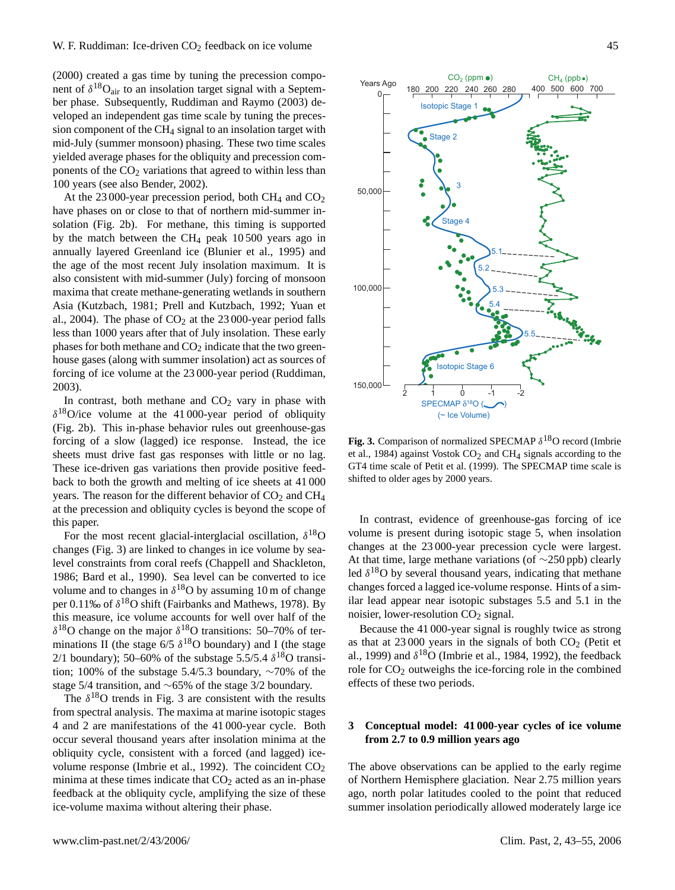(2000) created a gas time by tuning the precession component of $\delta^{18}O_{air}$ to an insolation target signal with a September phase. Subsequently, Ruddiman and Raymo (2003) developed an independent gas time scale by tuning the precession component of the $CH_4$ signal to an insolation target with mid-July (summer monsoon) phasing. These two time scales yielded average phases for the obliquity and precession components of the $CO_2$ variations that agreed to within less than 100 years (see also Bender, 2002).

At the 23 000-year precession period, both $CH_4$ and $CO_2$ have phases on or close to that of northern mid-summer insolation (Fig. 2b). For methane, this timing is supported by the match between the $CH_4$ peak 10 500 years ago in annually layered Greenland ice (Blunier et al., 1995) and the age of the most recent July insolation maximum. It is also consistent with mid-summer (July) forcing of monsoon maxima that create methane-generating wetlands in southern Asia (Kutzbach, 1981; Prell and Kutzbach, 1992; Yuan et al., 2004). The phase of $CO_2$ at the 23 000-year period falls less than 1000 years after that of July insolation. These early phases for both methane and $CO_2$ indicate that the two greenhouse gases (along with summer insolation) act as sources of forcing of ice volume at the 23 000-year period (Ruddiman, 2003).

In contrast, both methane and $CO_2$ vary in phase with $\delta^{18}O$/ice volume at the 41 000-year period of obliquity (Fig. 2b). This in-phase behavior rules out greenhouse-gas forcing of a slow (lagged) ice response. Instead, the ice sheets must drive fast gas responses with little or no lag. These ice-driven gas variations then provide positive feedback to both the growth and melting of ice sheets at 41 000 years. The reason for the different behavior of $CO_2$ and $CH_4$ at the precession and obliquity cycles is beyond the scope of this paper.

For the most recent glacial-interglacial oscillation, $\delta^{18}O$ changes (Fig. 3) are linked to changes in ice volume by sea-level constraints from coral reefs (Chappell and Shackleton, 1986; Bard et al., 1990). Sea level can be converted to ice volume and to changes in $\delta^{18}O$ by assuming 10 m of change per 0.11‰ of $\delta^{18}O$ shift (Fairbanks and Mathews, 1978). By this measure, ice volume accounts for well over half of the $\delta^{18}O$ change on the major $\delta^{18}O$ transitions: 50–70% of terminations II (the stage 6/5 $\delta^{18}O$ boundary) and I (the stage 2/1 boundary); 50–60% of the substage 5.5/5.4 $\delta^{18}O$ transition; 100% of the substage 5.4/5.3 boundary, ~70% of the stage 5/4 transition, and ~65% of the stage 3/2 boundary.

The $\delta^{18}O$ trends in Fig. 3 are consistent with the results from spectral analysis. The maxima at marine isotopic stages 4 and 2 are manifestations of the 41 000-year cycle. Both occur several thousand years after insolation minima at the obliquity cycle, consistent with a forced (and lagged) ice-volume response (Imbrie et al., 1992). The coincident $CO_2$ minima at these times indicate that $CO_2$ acted as an in-phase feedback at the obliquity cycle, amplifying the size of these ice-volume maxima without altering their phase.

**Fig. 3.** Comparison of normalized SPECMAP $\delta^{18}O$ record (Imbrie et al., 1984) against Vostok $CO_2$ and $CH_4$ signals according to the GT4 time scale of Petit et al. (1999). The SPECMAP time scale is shifted to older ages by 2000 years.

In contrast, evidence of greenhouse-gas forcing of ice volume is present during isotopic stage 5, when insolation changes at the 23 000-year precession cycle were largest. At that time, large methane variations (of ~250 ppb) clearly led $\delta^{18}O$ by several thousand years, indicating that methane changes forced a lagged ice-volume response. Hints of a similar lead appear near isotopic substages 5.5 and 5.1 in the noisier, lower-resolution $CO_2$ signal.

Because the 41 000-year signal is roughly twice as strong as that at 23 000 years in the signals of both $CO_2$ (Petit et al., 1999) and $\delta^{18}O$ (Imbrie et al., 1984, 1992), the feedback role for $CO_2$ outweighs the ice-forcing role in the combined effects of these two periods.

## 3 Conceptual model: 41 000-year cycles of ice volume from 2.7 to 0.9 million years ago

The above observations can be applied to the early regime of Northern Hemisphere glaciation. Near 2.75 million years ago, north polar latitudes cooled to the point that reduced summer insolation periodically allowed moderately large ice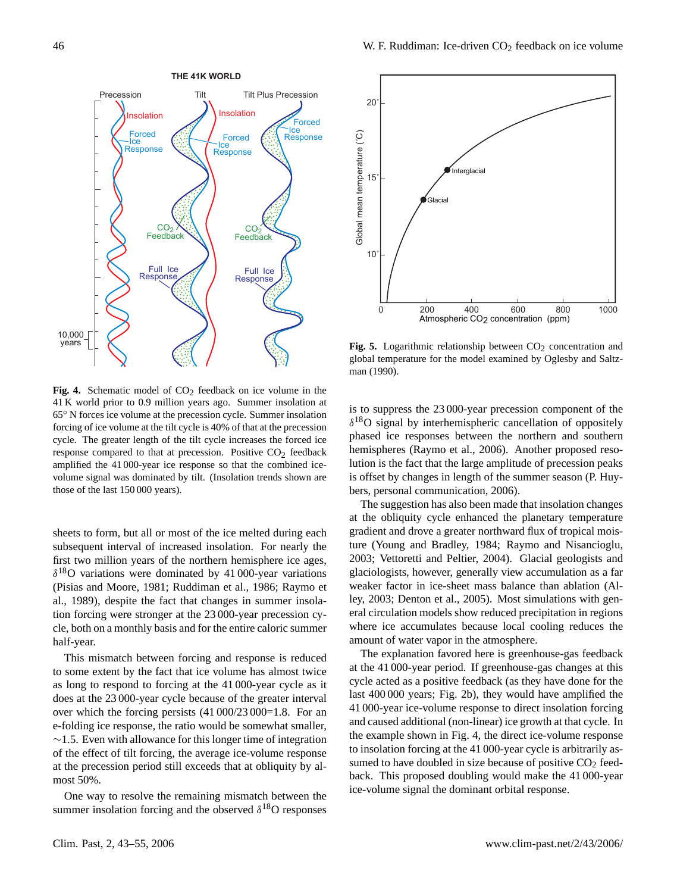**Fig. 4.** Schematic model of $CO_2$ feedback on ice volume in the 41 K world prior to 0.9 million years ago. Summer insolation at 65° N forces ice volume at the precession cycle. Summer insolation forcing of ice volume at the tilt cycle is 40% of that at the precession cycle. The greater length of the tilt cycle increases the forced ice response compared to that at precession. Positive $CO_2$ feedback amplified the 41 000-year ice response so that the combined ice-volume signal was dominated by tilt. (Insolation trends shown are those of the last 150 000 years).

**Fig. 5.** Logarithmic relationship between $CO_2$ concentration and global temperature for the model examined by Oglesby and Saltzman (1990).

sheets to form, but all or most of the ice melted during each subsequent interval of increased insolation. For nearly the first two million years of the northern hemisphere ice ages, $\delta^{18}$O variations were dominated by 41 000-year variations (Pisias and Moore, 1981; Ruddiman et al., 1986; Raymo et al., 1989), despite the fact that changes in summer insolation forcing were stronger at the 23 000-year precession cycle, both on a monthly basis and for the entire caloric summer half-year.

This mismatch between forcing and response is reduced to some extent by the fact that ice volume has almost twice as long to respond to forcing at the 41 000-year cycle as it does at the 23 000-year cycle because of the greater interval over which the forcing persists (41 000/23 000=1.8. For an e-folding ice response, the ratio would be somewhat smaller, ~1.5. Even with allowance for this longer time of integration of the effect of tilt forcing, the average ice-volume response at the precession period still exceeds that at obliquity by almost 50%.

One way to resolve the remaining mismatch between the summer insolation forcing and the observed $\delta^{18}$O responses is to suppress the 23 000-year precession component of the $\delta^{18}$O signal by interhemispheric cancellation of oppositely phased ice responses between the northern and southern hemispheres (Raymo et al., 2006). Another proposed resolution is the fact that the large amplitude of precession peaks is offset by changes in length of the summer season (P. Huybers, personal communication, 2006).

The suggestion has also been made that insolation changes at the obliquity cycle enhanced the planetary temperature gradient and drove a greater northward flux of tropical moisture (Young and Bradley, 1984; Raymo and Nisancioglu, 2003; Vettoretti and Peltier, 2004). Glacial geologists and glaciologists, however, generally view accumulation as a far weaker factor in ice-sheet mass balance than ablation (Alley, 2003; Denton et al., 2005). Most simulations with general circulation models show reduced precipitation in regions where ice accumulates because local cooling reduces the amount of water vapor in the atmosphere.

The explanation favored here is greenhouse-gas feedback at the 41 000-year period. If greenhouse-gas changes at this cycle acted as a positive feedback (as they have done for the last 400 000 years; Fig. 2b), they would have amplified the 41 000-year ice-volume response to direct insolation forcing and caused additional (non-linear) ice growth at that cycle. In the example shown in Fig. 4, the direct ice-volume response to insolation forcing at the 41 000-year cycle is arbitrarily assumed to have doubled in size because of positive $CO_2$ feedback. This proposed doubling would make the 41 000-year ice-volume signal the dominant orbital response.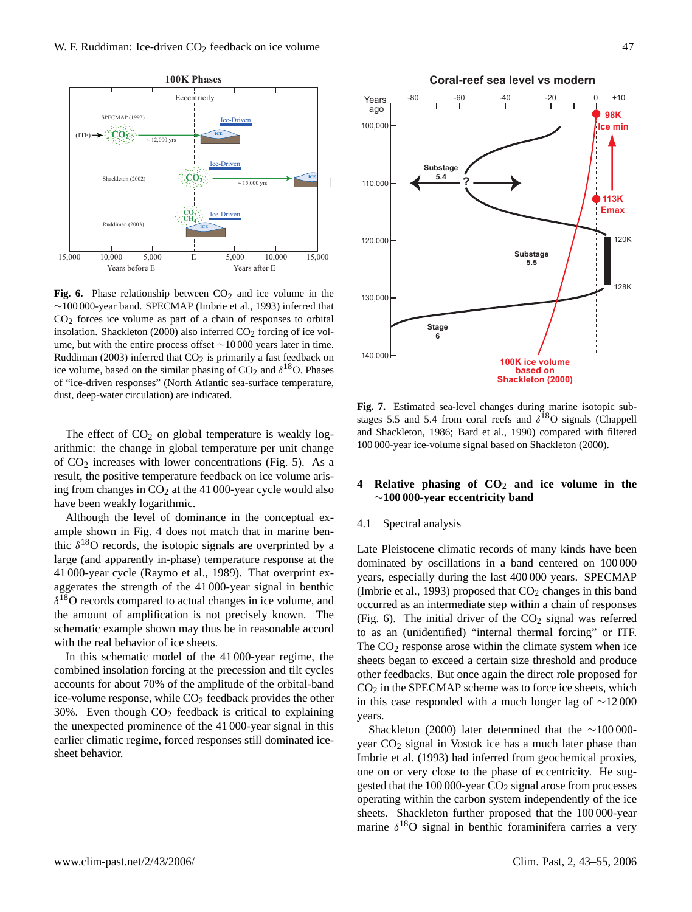**Fig. 6.** Phase relationship between $CO_2$ and ice volume in the ~100 000-year band. SPECMAP (Imbrie et al., 1993) inferred that $CO_2$ forces ice volume as part of a chain of responses to orbital insolation. Shackleton (2000) also inferred $CO_2$ forcing of ice volume, but with the entire process offset ~10 000 years later in time. Ruddiman (2003) inferred that $CO_2$ is primarily a fast feedback on ice volume, based on the similar phasing of $CO_2$ and $\delta^{18}O$. Phases of "ice-driven responses" (North Atlantic sea-surface temperature, dust, deep-water circulation) are indicated.

The effect of $CO_2$ on global temperature is weakly logarithmic: the change in global temperature per unit change of $CO_2$ increases with lower concentrations (Fig. 5). As a result, the positive temperature feedback on ice volume arising from changes in $CO_2$ at the 41 000-year cycle would also have been weakly logarithmic.

Although the level of dominance in the conceptual example shown in Fig. 4 does not match that in marine benthic $\delta^{18}O$ records, the isotopic signals are overprinted by a large (and apparently in-phase) temperature response at the 41 000-year cycle (Raymo et al., 1989). That overprint exaggerates the strength of the 41 000-year signal in benthic $\delta^{18}O$ records compared to actual changes in ice volume, and the amount of amplification is not precisely known. The schematic example shown may thus be in reasonable accord with the real behavior of ice sheets.

In this schematic model of the 41 000-year regime, the combined insolation forcing at the precession and tilt cycles accounts for about 70% of the amplitude of the orbital-band ice-volume response, while $CO_2$ feedback provides the other 30%. Even though $CO_2$ feedback is critical to explaining the unexpected prominence of the 41 000-year signal in this earlier climatic regime, forced responses still dominated ice-sheet behavior.

**Fig. 7.** Estimated sea-level changes during marine isotopic substages 5.5 and 5.4 from coral reefs and $\delta^{18}O$ signals (Chappell and Shackleton, 1986; Bard et al., 1990) compared with filtered 100 000-year ice-volume signal based on Shackleton (2000).

## 4 Relative phasing of $CO_2$ and ice volume in the ~100 000-year eccentricity band

### 4.1 Spectral analysis

Late Pleistocene climatic records of many kinds have been dominated by oscillations in a band centered on 100 000 years, especially during the last 400 000 years. SPECMAP (Imbrie et al., 1993) proposed that $CO_2$ changes in this band occurred as an intermediate step within a chain of responses (Fig. 6). The initial driver of the $CO_2$ signal was referred to as an (unidentified) "internal thermal forcing" or ITF. The $CO_2$ response arose within the climate system when ice sheets began to exceed a certain size threshold and produce other feedbacks. But once again the direct role proposed for $CO_2$ in the SPECMAP scheme was to force ice sheets, which in this case responded with a much longer lag of ~12 000 years.

Shackleton (2000) later determined that the ~100 000-year $CO_2$ signal in Vostok ice has a much later phase than Imbrie et al. (1993) had inferred from geochemical proxies, one on or very close to the phase of eccentricity. He suggested that the 100 000-year $CO_2$ signal arose from processes operating within the carbon system independently of the ice sheets. Shackleton further proposed that the 100 000-year marine $\delta^{18}O$ signal in benthic foraminifera carries a very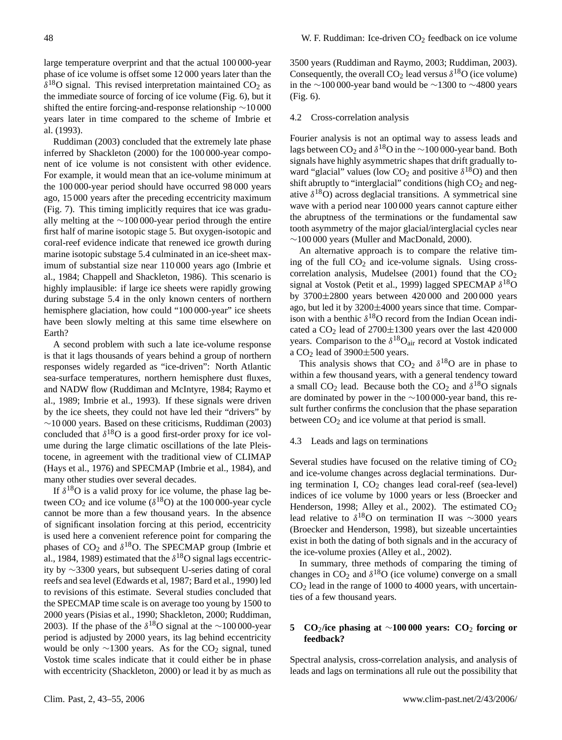large temperature overprint and that the actual 100 000-year phase of ice volume is offset some 12 000 years later than the $\delta^{18}O$ signal. This revised interpretation maintained $CO_2$ as the immediate source of forcing of ice volume (Fig. 6), but it shifted the entire forcing-and-response relationship ~10 000 years later in time compared to the scheme of Imbrie et al. (1993).

Ruddiman (2003) concluded that the extremely late phase inferred by Shackleton (2000) for the 100 000-year component of ice volume is not consistent with other evidence. For example, it would mean that an ice-volume minimum at the 100 000-year period should have occurred 98 000 years ago, 15 000 years after the preceding eccentricity maximum (Fig. 7). This timing implicitly requires that ice was gradually melting at the ~100 000-year period through the entire first half of marine isotopic stage 5. But oxygen-isotopic and coral-reef evidence indicate that renewed ice growth during marine isotopic substage 5.4 culminated in an ice-sheet maximum of substantial size near 110 000 years ago (Imbrie et al., 1984; Chappell and Shackleton, 1986). This scenario is highly implausible: if large ice sheets were rapidly growing during substage 5.4 in the only known centers of northern hemisphere glaciation, how could "100 000-year" ice sheets have been slowly melting at this same time elsewhere on Earth?

A second problem with such a late ice-volume response is that it lags thousands of years behind a group of northern responses widely regarded as "ice-driven": North Atlantic sea-surface temperatures, northern hemisphere dust fluxes, and NADW flow (Ruddiman and McIntyre, 1984; Raymo et al., 1989; Imbrie et al., 1993). If these signals were driven by the ice sheets, they could not have led their "drivers" by ~10 000 years. Based on these criticisms, Ruddiman (2003) concluded that $\delta^{18}O$ is a good first-order proxy for ice volume during the large climatic oscillations of the late Pleistocene, in agreement with the traditional view of CLIMAP (Hays et al., 1976) and SPECMAP (Imbrie et al., 1984), and many other studies over several decades.

If $\delta^{18}O$ is a valid proxy for ice volume, the phase lag between $CO_2$ and ice volume ($\delta^{18}O$) at the 100 000-year cycle cannot be more than a few thousand years. In the absence of significant insolation forcing at this period, eccentricity is used here a convenient reference point for comparing the phases of $CO_2$ and $\delta^{18}O$. The SPECMAP group (Imbrie et al., 1984, 1989) estimated that the $\delta^{18}O$ signal lags eccentricity by ~3300 years, but subsequent U-series dating of coral reefs and sea level (Edwards et al, 1987; Bard et al., 1990) led to revisions of this estimate. Several studies concluded that the SPECMAP time scale is on average too young by 1500 to 2000 years (Pisias et al., 1990; Shackleton, 2000; Ruddiman, 2003). If the phase of the $\delta^{18}O$ signal at the ~100 000-year period is adjusted by 2000 years, its lag behind eccentricity would be only ~1300 years. As for the $CO_2$ signal, tuned Vostok time scales indicate that it could either be in phase with eccentricity (Shackleton, 2000) or lead it by as much as 3500 years (Ruddiman and Raymo, 2003; Ruddiman, 2003). Consequently, the overall $CO_2$ lead versus $\delta^{18}O$ (ice volume) in the ~100 000-year band would be ~1300 to ~4800 years (Fig. 6).

### 4.2 Cross-correlation analysis

Fourier analysis is not an optimal way to assess leads and lags between $CO_2$ and $\delta^{18}O$ in the ~100 000-year band. Both signals have highly asymmetric shapes that drift gradually toward "glacial" values (low $CO_2$ and positive $\delta^{18}O$) and then shift abruptly to "interglacial" conditions (high $CO_2$ and negative $\delta^{18}O$) across deglacial transitions. A symmetrical sine wave with a period near 100 000 years cannot capture either the abruptness of the terminations or the fundamental saw tooth asymmetry of the major glacial/interglacial cycles near ~100 000 years (Muller and MacDonald, 2000).

An alternative approach is to compare the relative timing of the full $CO_2$ and ice-volume signals. Using cross-correlation analysis, Mudelsee (2001) found that the $CO_2$ signal at Vostok (Petit et al., 1999) lagged SPECMAP $\delta^{18}O$ by 3700±2800 years between 420 000 and 200 000 years ago, but led it by 3200±4000 years since that time. Comparison with a benthic $\delta^{18}O$ record from the Indian Ocean indicated a $CO_2$ lead of 2700±1300 years over the last 420 000 years. Comparison to the $\delta^{18}O_{air}$ record at Vostok indicated a $CO_2$ lead of 3900±500 years.

This analysis shows that $CO_2$ and $\delta^{18}O$ are in phase to within a few thousand years, with a general tendency toward a small $CO_2$ lead. Because both the $CO_2$ and $\delta^{18}O$ signals are dominated by power in the ~100 000-year band, this result further confirms the conclusion that the phase separation between $CO_2$ and ice volume at that period is small.

### 4.3 Leads and lags on terminations

Several studies have focused on the relative timing of $CO_2$ and ice-volume changes across deglacial terminations. During termination I, $CO_2$ changes lead coral-reef (sea-level) indices of ice volume by 1000 years or less (Broecker and Henderson, 1998; Alley et al., 2002). The estimated $CO_2$ lead relative to $\delta^{18}O$ on termination II was ~3000 years (Broecker and Henderson, 1998), but sizeable uncertainties exist in both the dating of both signals and in the accuracy of the ice-volume proxies (Alley et al., 2002).

In summary, three methods of comparing the timing of changes in $CO_2$ and $\delta^{18}O$ (ice volume) converge on a small $CO_2$ lead in the range of 1000 to 4000 years, with uncertainties of a few thousand years.

## 5 $CO_2$/ice phasing at ~100 000 years: $CO_2$ forcing or feedback?

Spectral analysis, cross-correlation analysis, and analysis of leads and lags on terminations all rule out the possibility that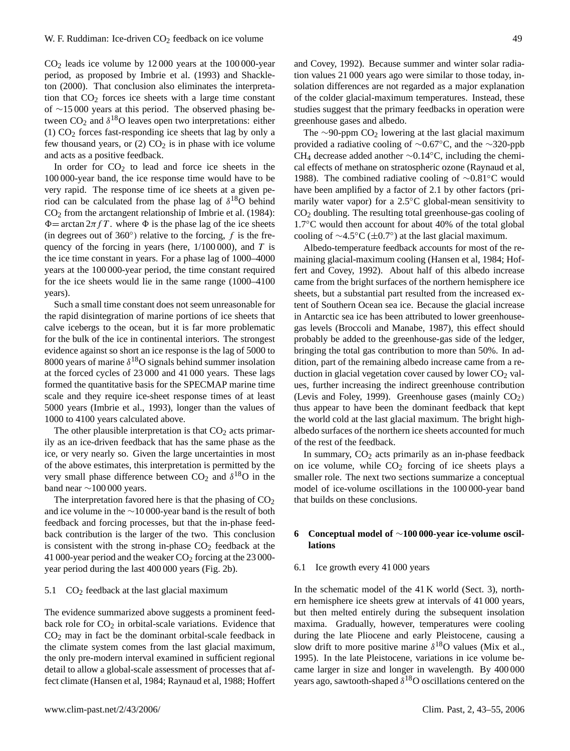$CO_2$ leads ice volume by 12 000 years at the 100 000-year period, as proposed by Imbrie et al. (1993) and Shackleton (2000). That conclusion also eliminates the interpretation that $CO_2$ forces ice sheets with a large time constant of ∼15 000 years at this period. The observed phasing between $CO_2$ and $\delta^{18}O$ leaves open two interpretations: either (1) $CO_2$ forces fast-responding ice sheets that lag by only a few thousand years, or (2) $CO_2$ is in phase with ice volume and acts as a positive feedback.

In order for $CO_2$ to lead and force ice sheets in the 100 000-year band, the ice response time would have to be very rapid. The response time of ice sheets at a given period can be calculated from the phase lag of $\delta^{18}O$ behind $CO_2$ from the arctangent relationship of Imbrie et al. (1984): $\Phi = \arctan 2\pi f T$. where $\Phi$ is the phase lag of the ice sheets (in degrees out of 360°) relative to the forcing, $f$ is the frequency of the forcing in years (here, 1/100 000), and $T$ is the ice time constant in years. For a phase lag of 1000–4000 years at the 100 000-year period, the time constant required for the ice sheets would lie in the same range (1000–4100 years).

Such a small time constant does not seem unreasonable for the rapid disintegration of marine portions of ice sheets that calve icebergs to the ocean, but it is far more problematic for the bulk of the ice in continental interiors. The strongest evidence against so short an ice response is the lag of 5000 to 8000 years of marine $\delta^{18}O$ signals behind summer insolation at the forced cycles of 23 000 and 41 000 years. These lags formed the quantitative basis for the SPECMAP marine time scale and they require ice-sheet response times of at least 5000 years (Imbrie et al., 1993), longer than the values of 1000 to 4100 years calculated above.

The other plausible interpretation is that $CO_2$ acts primarily as an ice-driven feedback that has the same phase as the ice, or very nearly so. Given the large uncertainties in most of the above estimates, this interpretation is permitted by the very small phase difference between $CO_2$ and $\delta^{18}O$ in the band near ∼100 000 years.

The interpretation favored here is that the phasing of $CO_2$ and ice volume in the ∼10 000-year band is the result of both feedback and forcing processes, but that the in-phase feedback contribution is the larger of the two. This conclusion is consistent with the strong in-phase $CO_2$ feedback at the 41 000-year period and the weaker $CO_2$ forcing at the 23 000-year period during the last 400 000 years (Fig. 2b).

### 5.1 $CO_2$ feedback at the last glacial maximum

The evidence summarized above suggests a prominent feedback role for $CO_2$ in orbital-scale variations. Evidence that $CO_2$ may in fact be the dominant orbital-scale feedback in the climate system comes from the last glacial maximum, the only pre-modern interval examined in sufficient regional detail to allow a global-scale assessment of processes that affect climate (Hansen et al, 1984; Raynaud et al, 1988; Hoffert and Covey, 1992). Because summer and winter solar radiation values 21 000 years ago were similar to those today, insolation differences are not regarded as a major explanation of the colder glacial-maximum temperatures. Instead, these studies suggest that the primary feedbacks in operation were greenhouse gases and albedo.

The ∼90-ppm $CO_2$ lowering at the last glacial maximum provided a radiative cooling of ∼0.67°C, and the ∼320-ppb $CH_4$ decrease added another ∼0.14°C, including the chemical effects of methane on stratospheric ozone (Raynaud et al, 1988). The combined radiative cooling of ∼0.81°C would have been amplified by a factor of 2.1 by other factors (primarily water vapor) for a 2.5°C global-mean sensitivity to $CO_2$ doubling. The resulting total greenhouse-gas cooling of 1.7°C would then account for about 40% of the total global cooling of ∼4.5°C (±0.7°) at the last glacial maximum.

Albedo-temperature feedback accounts for most of the remaining glacial-maximum cooling (Hansen et al, 1984; Hoffert and Covey, 1992). About half of this albedo increase came from the bright surfaces of the northern hemisphere ice sheets, but a substantial part resulted from the increased extent of Southern Ocean sea ice. Because the glacial increase in Antarctic sea ice has been attributed to lower greenhouse-gas levels (Broccoli and Manabe, 1987), this effect should probably be added to the greenhouse-gas side of the ledger, bringing the total gas contribution to more than 50%. In addition, part of the remaining albedo increase came from a reduction in glacial vegetation cover caused by lower $CO_2$ values, further increasing the indirect greenhouse contribution (Levis and Foley, 1999). Greenhouse gases (mainly $CO_2$) thus appear to have been the dominant feedback that kept the world cold at the last glacial maximum. The bright high-albedo surfaces of the northern ice sheets accounted for much of the rest of the feedback.

In summary, $CO_2$ acts primarily as an in-phase feedback on ice volume, while $CO_2$ forcing of ice sheets plays a smaller role. The next two sections summarize a conceptual model of ice-volume oscillations in the 100 000-year band that builds on these conclusions.

## 6 Conceptual model of ∼100 000-year ice-volume oscillations

### 6.1 Ice growth every 41 000 years

In the schematic model of the 41 K world (Sect. 3), northern hemisphere ice sheets grew at intervals of 41 000 years, but then melted entirely during the subsequent insolation maxima. Gradually, however, temperatures were cooling during the late Pliocene and early Pleistocene, causing a slow drift to more positive marine $\delta^{18}O$ values (Mix et al., 1995). In the late Pleistocene, variations in ice volume became larger in size and longer in wavelength. By 400 000 years ago, sawtooth-shaped $\delta^{18}O$ oscillations centered on the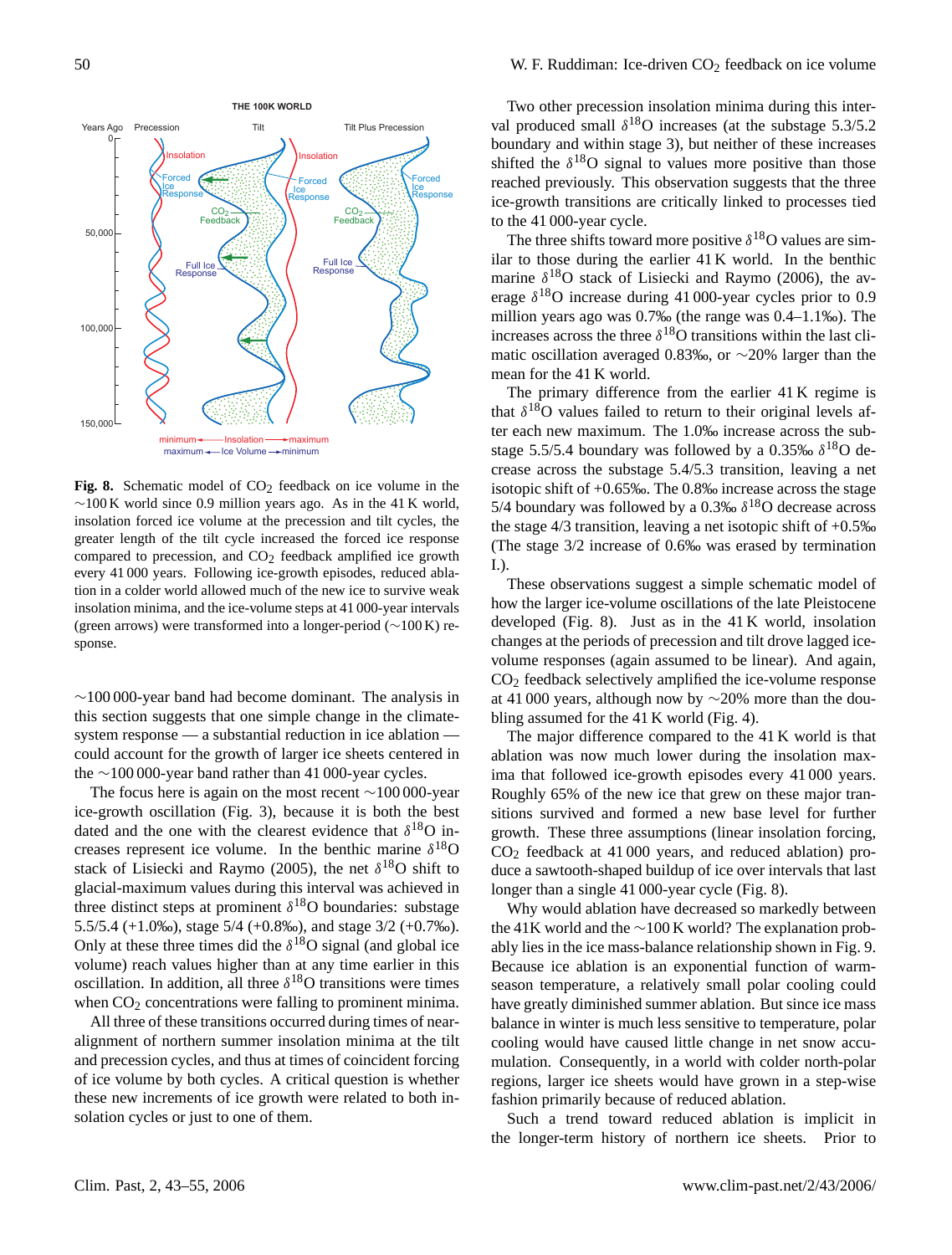**Fig. 8.** Schematic model of $CO_2$ feedback on ice volume in the ~100 K world since 0.9 million years ago. As in the 41 K world, insolation forced ice volume at the precession and tilt cycles, the greater length of the tilt cycle increased the forced ice response compared to precession, and $CO_2$ feedback amplified ice growth every 41 000 years. Following ice-growth episodes, reduced ablation in a colder world allowed much of the new ice to survive weak insolation minima, and the ice-volume steps at 41 000-year intervals (green arrows) were transformed into a longer-period (~100 K) response.

~100 000-year band had become dominant. The analysis in this section suggests that one simple change in the climate-system response — a substantial reduction in ice ablation — could account for the growth of larger ice sheets centered in the ~100 000-year band rather than 41 000-year cycles.

The focus here is again on the most recent ~100 000-year ice-growth oscillation (Fig. 3), because it is both the best dated and the one with the clearest evidence that $\delta^{18}O$ increases represent ice volume. In the benthic marine $\delta^{18}O$ stack of Lisiecki and Raymo (2005), the net $\delta^{18}O$ shift to glacial-maximum values during this interval was achieved in three distinct steps at prominent $\delta^{18}O$ boundaries: substage 5.5/5.4 (+1.0‰), stage 5/4 (+0.8‰), and stage 3/2 (+0.7‰). Only at these three times did the $\delta^{18}O$ signal (and global ice volume) reach values higher than at any time earlier in this oscillation. In addition, all three $\delta^{18}O$ transitions were times when $CO_2$ concentrations were falling to prominent minima.

All three of these transitions occurred during times of near-alignment of northern summer insolation minima at the tilt and precession cycles, and thus at times of coincident forcing of ice volume by both cycles. A critical question is whether these new increments of ice growth were related to both insolation cycles or just to one of them.

Two other precession insolation minima during this interval produced small $\delta^{18}O$ increases (at the substage 5.3/5.2 boundary and within stage 3), but neither of these increases shifted the $\delta^{18}O$ signal to values more positive than those reached previously. This observation suggests that the three ice-growth transitions are critically linked to processes tied to the 41 000-year cycle.

The three shifts toward more positive $\delta^{18}O$ values are similar to those during the earlier 41 K world. In the benthic marine $\delta^{18}O$ stack of Lisiecki and Raymo (2006), the average $\delta^{18}O$ increase during 41 000-year cycles prior to 0.9 million years ago was 0.7‰ (the range was 0.4–1.1‰). The increases across the three $\delta^{18}O$ transitions within the last climatic oscillation averaged 0.83‰, or ~20% larger than the mean for the 41 K world.

The primary difference from the earlier 41 K regime is that $\delta^{18}O$ values failed to return to their original levels after each new maximum. The 1.0‰ increase across the substage 5.5/5.4 boundary was followed by a 0.35‰ $\delta^{18}O$ decrease across the substage 5.4/5.3 transition, leaving a net isotopic shift of +0.65‰. The 0.8‰ increase across the stage 5/4 boundary was followed by a 0.3‰ $\delta^{18}O$ decrease across the stage 4/3 transition, leaving a net isotopic shift of +0.5‰ (The stage 3/2 increase of 0.6‰ was erased by termination I.).

These observations suggest a simple schematic model of how the larger ice-volume oscillations of the late Pleistocene developed (Fig. 8). Just as in the 41 K world, insolation changes at the periods of precession and tilt drove lagged ice-volume responses (again assumed to be linear). And again, $CO_2$ feedback selectively amplified the ice-volume response at 41 000 years, although now by ~20% more than the doubling assumed for the 41 K world (Fig. 4).

The major difference compared to the 41 K world is that ablation was now much lower during the insolation maxima that followed ice-growth episodes every 41 000 years. Roughly 65% of the new ice that grew on these major transitions survived and formed a new base level for further growth. These three assumptions (linear insolation forcing, $CO_2$ feedback at 41 000 years, and reduced ablation) produce a sawtooth-shaped buildup of ice over intervals that last longer than a single 41 000-year cycle (Fig. 8).

Why would ablation have decreased so markedly between the 41K world and the ~100 K world? The explanation probably lies in the ice mass-balance relationship shown in Fig. 9. Because ice ablation is an exponential function of warm-season temperature, a relatively small polar cooling could have greatly diminished summer ablation. But since ice mass balance in winter is much less sensitive to temperature, polar cooling would have caused little change in net snow accumulation. Consequently, in a world with colder north-polar regions, larger ice sheets would have grown in a step-wise fashion primarily because of reduced ablation.

Such a trend toward reduced ablation is implicit in the longer-term history of northern ice sheets. Prior to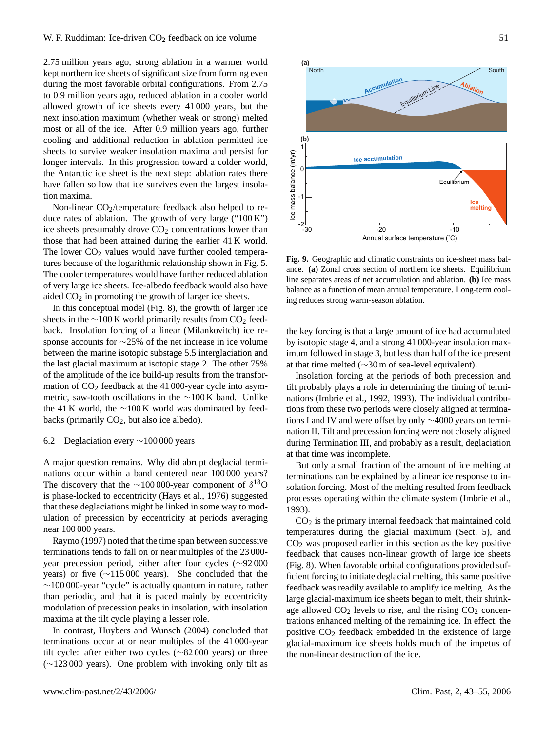2.75 million years ago, strong ablation in a warmer world kept northern ice sheets of significant size from forming even during the most favorable orbital configurations. From 2.75 to 0.9 million years ago, reduced ablation in a cooler world allowed growth of ice sheets every 41 000 years, but the next insolation maximum (whether weak or strong) melted most or all of the ice. After 0.9 million years ago, further cooling and additional reduction in ablation permitted ice sheets to survive weaker insolation maxima and persist for longer intervals. In this progression toward a colder world, the Antarctic ice sheet is the next step: ablation rates there have fallen so low that ice survives even the largest insolation maxima.

Non-linear $CO_2$/temperature feedback also helped to reduce rates of ablation. The growth of very large ("100 K") ice sheets presumably drove $CO_2$ concentrations lower than those that had been attained during the earlier 41 K world. The lower $CO_2$ values would have further cooled temperatures because of the logarithmic relationship shown in Fig. 5. The cooler temperatures would have further reduced ablation of very large ice sheets. Ice-albedo feedback would also have aided $CO_2$ in promoting the growth of larger ice sheets.

In this conceptual model (Fig. 8), the growth of larger ice sheets in the ~100 K world primarily results from $CO_2$ feedback. Insolation forcing of a linear (Milankovitch) ice response accounts for ~25% of the net increase in ice volume between the marine isotopic substage 5.5 interglaciation and the last glacial maximum at isotopic stage 2. The other 75% of the amplitude of the ice build-up results from the transformation of $CO_2$ feedback at the 41 000-year cycle into asymmetric, saw-tooth oscillations in the ~100 K band. Unlike the 41 K world, the ~100 K world was dominated by feedbacks (primarily $CO_2$, but also ice albedo).

### 6.2 Deglaciation every ~100 000 years

A major question remains. Why did abrupt deglacial terminations occur within a band centered near 100 000 years? The discovery that the ~100 000-year component of $\delta^{18}O$ is phase-locked to eccentricity (Hays et al., 1976) suggested that these deglaciations might be linked in some way to modulation of precession by eccentricity at periods averaging near 100 000 years.

Raymo (1997) noted that the time span between successive terminations tends to fall on or near multiples of the 23 000-year precession period, either after four cycles (~92 000 years) or five (~115 000 years). She concluded that the ~100 000-year "cycle" is actually quantum in nature, rather than periodic, and that it is paced mainly by eccentricity modulation of precession peaks in insolation, with insolation maxima at the tilt cycle playing a lesser role.

In contrast, Huybers and Wunsch (2004) concluded that terminations occur at or near multiples of the 41 000-year tilt cycle: after either two cycles (~82 000 years) or three (~123 000 years). One problem with invoking only tilt as the key forcing is that a large amount of ice had accumulated by isotopic stage 4, and a strong 41 000-year insolation maximum followed in stage 3, but less than half of the ice present at that time melted (~30 m of sea-level equivalent).

Insolation forcing at the periods of both precession and tilt probably plays a role in determining the timing of terminations (Imbrie et al., 1992, 1993). The individual contributions from these two periods were closely aligned at terminations I and IV and were offset by only ~4000 years on termination II. Tilt and precession forcing were not closely aligned during Termination III, and probably as a result, deglaciation at that time was incomplete.

But only a small fraction of the amount of ice melting at terminations can be explained by a linear ice response to insolation forcing. Most of the melting resulted from feedback processes operating within the climate system (Imbrie et al., 1993).

$CO_2$ is the primary internal feedback that maintained cold temperatures during the glacial maximum (Sect. 5), and $CO_2$ was proposed earlier in this section as the key positive feedback that causes non-linear growth of large ice sheets (Fig. 8). When favorable orbital configurations provided sufficient forcing to initiate deglacial melting, this same positive feedback was readily available to amplify ice melting. As the large glacial-maximum ice sheets began to melt, their shrinkage allowed $CO_2$ levels to rise, and the rising $CO_2$ concentrations enhanced melting of the remaining ice. In effect, the positive $CO_2$ feedback embedded in the existence of large glacial-maximum ice sheets holds much of the impetus of the non-linear destruction of the ice.

**Fig. 9.** Geographic and climatic constraints on ice-sheet mass balance. **(a)** Zonal cross section of northern ice sheets. Equilibrium line separates areas of net accumulation and ablation. **(b)** Ice mass balance as a function of mean annual temperature. Long-term cooling reduces strong warm-season ablation.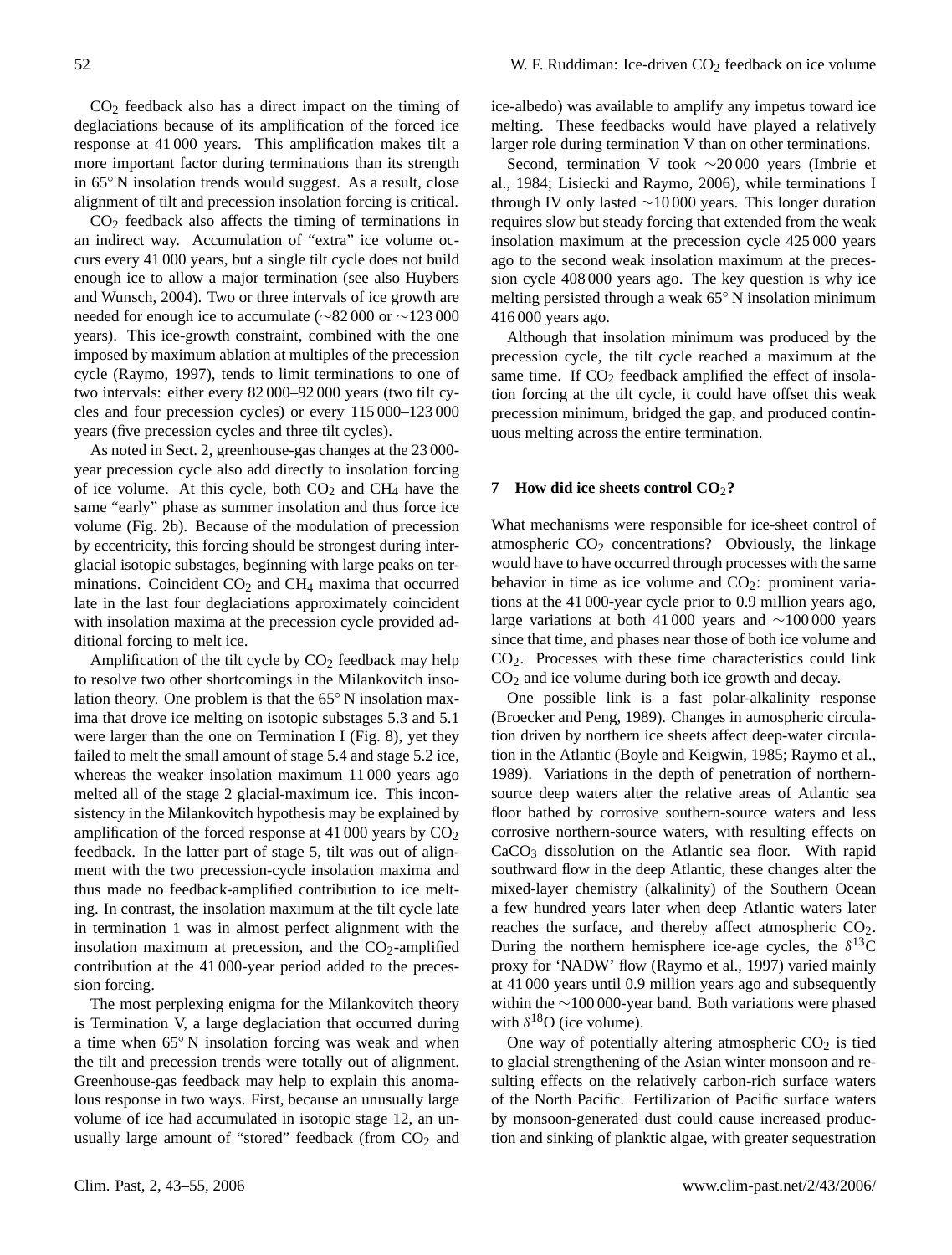$CO_2$ feedback also has a direct impact on the timing of deglaciations because of its amplification of the forced ice response at 41 000 years. This amplification makes tilt a more important factor during terminations than its strength in 65° N insolation trends would suggest. As a result, close alignment of tilt and precession insolation forcing is critical.

$CO_2$ feedback also affects the timing of terminations in an indirect way. Accumulation of "extra" ice volume occurs every 41 000 years, but a single tilt cycle does not build enough ice to allow a major termination (see also Huybers and Wunsch, 2004). Two or three intervals of ice growth are needed for enough ice to accumulate (~82 000 or ~123 000 years). This ice-growth constraint, combined with the one imposed by maximum ablation at multiples of the precession cycle (Raymo, 1997), tends to limit terminations to one of two intervals: either every 82 000–92 000 years (two tilt cycles and four precession cycles) or every 115 000–123 000 years (five precession cycles and three tilt cycles).

As noted in Sect. 2, greenhouse-gas changes at the 23 000-year precession cycle also add directly to insolation forcing of ice volume. At this cycle, both $CO_2$ and $CH_4$ have the same "early" phase as summer insolation and thus force ice volume (Fig. 2b). Because of the modulation of precession by eccentricity, this forcing should be strongest during interglacial isotopic substages, beginning with large peaks on terminations. Coincident $CO_2$ and $CH_4$ maxima that occurred late in the last four deglaciations approximately coincident with insolation maxima at the precession cycle provided additional forcing to melt ice.

Amplification of the tilt cycle by $CO_2$ feedback may help to resolve two other shortcomings in the Milankovitch insolation theory. One problem is that the 65° N insolation maxima that drove ice melting on isotopic substages 5.3 and 5.1 were larger than the one on Termination I (Fig. 8), yet they failed to melt the small amount of stage 5.4 and stage 5.2 ice, whereas the weaker insolation maximum 11 000 years ago melted all of the stage 2 glacial-maximum ice. This inconsistency in the Milankovitch hypothesis may be explained by amplification of the forced response at 41 000 years by $CO_2$ feedback. In the latter part of stage 5, tilt was out of alignment with the two precession-cycle insolation maxima and thus made no feedback-amplified contribution to ice melting. In contrast, the insolation maximum at the tilt cycle late in termination 1 was in almost perfect alignment with the insolation maximum at precession, and the $CO_2$-amplified contribution at the 41 000-year period added to the precession forcing.

The most perplexing enigma for the Milankovitch theory is Termination V, a large deglaciation that occurred during a time when 65° N insolation forcing was weak and when the tilt and precession trends were totally out of alignment. Greenhouse-gas feedback may help to explain this anomalous response in two ways. First, because an unusually large volume of ice had accumulated in isotopic stage 12, an unusually large amount of "stored" feedback (from $CO_2$ and ice-albedo) was available to amplify any impetus toward ice melting. These feedbacks would have played a relatively larger role during termination V than on other terminations.

Second, termination V took ~20 000 years (Imbrie et al., 1984; Lisiecki and Raymo, 2006), while terminations I through IV only lasted ~10 000 years. This longer duration requires slow but steady forcing that extended from the weak insolation maximum at the precession cycle 425 000 years ago to the second weak insolation maximum at the precession cycle 408 000 years ago. The key question is why ice melting persisted through a weak 65° N insolation minimum 416 000 years ago.

Although that insolation minimum was produced by the precession cycle, the tilt cycle reached a maximum at the same time. If $CO_2$ feedback amplified the effect of insolation forcing at the tilt cycle, it could have offset this weak precession minimum, bridged the gap, and produced continuous melting across the entire termination.

## 7 How did ice sheets control $CO_2$?

What mechanisms were responsible for ice-sheet control of atmospheric $CO_2$ concentrations? Obviously, the linkage would have to have occurred through processes with the same behavior in time as ice volume and $CO_2$: prominent variations at the 41 000-year cycle prior to 0.9 million years ago, large variations at both 41 000 years and ~100 000 years since that time, and phases near those of both ice volume and $CO_2$. Processes with these time characteristics could link $CO_2$ and ice volume during both ice growth and decay.

One possible link is a fast polar-alkalinity response (Broecker and Peng, 1989). Changes in atmospheric circulation driven by northern ice sheets affect deep-water circulation in the Atlantic (Boyle and Keigwin, 1985; Raymo et al., 1989). Variations in the depth of penetration of northern-source deep waters alter the relative areas of Atlantic sea floor bathed by corrosive southern-source waters and less corrosive northern-source waters, with resulting effects on $CaCO_3$ dissolution on the Atlantic sea floor. With rapid southward flow in the deep Atlantic, these changes alter the mixed-layer chemistry (alkalinity) of the Southern Ocean a few hundred years later when deep Atlantic waters later reaches the surface, and thereby affect atmospheric $CO_2$. During the northern hemisphere ice-age cycles, the $\delta^{13}C$ proxy for 'NADW' flow (Raymo et al., 1997) varied mainly at 41 000 years until 0.9 million years ago and subsequently within the ~100 000-year band. Both variations were phased with $\delta^{18}O$ (ice volume).

One way of potentially altering atmospheric $CO_2$ is tied to glacial strengthening of the Asian winter monsoon and resulting effects on the relatively carbon-rich surface waters of the North Pacific. Fertilization of Pacific surface waters by monsoon-generated dust could cause increased production and sinking of planktic algae, with greater sequestration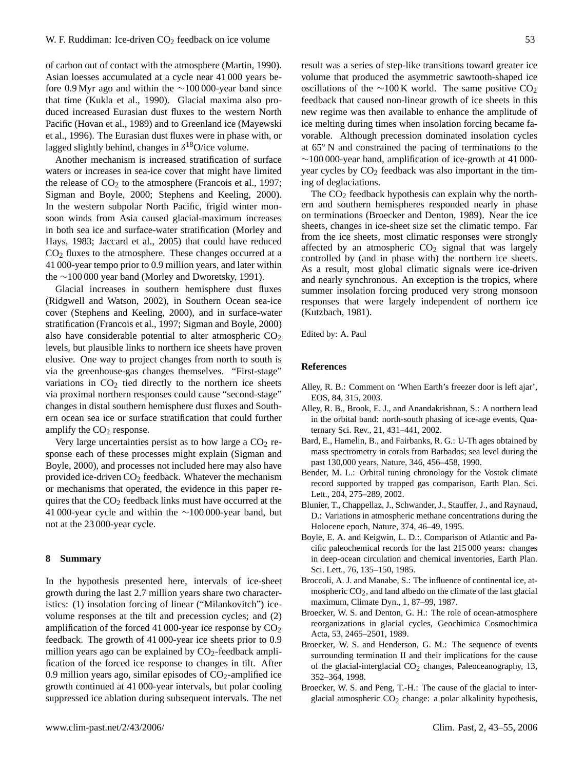of carbon out of contact with the atmosphere (Martin, 1990). Asian loesses accumulated at a cycle near 41 000 years before 0.9 Myr ago and within the ∼100 000-year band since that time (Kukla et al., 1990). Glacial maxima also produced increased Eurasian dust fluxes to the western North Pacific (Hovan et al., 1989) and to Greenland ice (Mayewski et al., 1996). The Eurasian dust fluxes were in phase with, or lagged slightly behind, changes in $\delta^{18}$O/ice volume.

Another mechanism is increased stratification of surface waters or increases in sea-ice cover that might have limited the release of $CO_2$ to the atmosphere (Francois et al., 1997; Sigman and Boyle, 2000; Stephens and Keeling, 2000). In the western subpolar North Pacific, frigid winter monsoon winds from Asia caused glacial-maximum increases in both sea ice and surface-water stratification (Morley and Hays, 1983; Jaccard et al., 2005) that could have reduced $CO_2$ fluxes to the atmosphere. These changes occurred at a 41 000-year tempo prior to 0.9 million years, and later within the ∼100 000 year band (Morley and Dworetsky, 1991).

Glacial increases in southern hemisphere dust fluxes (Ridgwell and Watson, 2002), in Southern Ocean sea-ice cover (Stephens and Keeling, 2000), and in surface-water stratification (Francois et al., 1997; Sigman and Boyle, 2000) also have considerable potential to alter atmospheric $CO_2$ levels, but plausible links to northern ice sheets have proven elusive. One way to project changes from north to south is via the greenhouse-gas changes themselves. "First-stage" variations in $CO_2$ tied directly to the northern ice sheets via proximal northern responses could cause "second-stage" changes in distal southern hemisphere dust fluxes and Southern ocean sea ice or surface stratification that could further amplify the $CO_2$ response.

Very large uncertainties persist as to how large a $CO_2$ response each of these processes might explain (Sigman and Boyle, 2000), and processes not included here may also have provided ice-driven $CO_2$ feedback. Whatever the mechanism or mechanisms that operated, the evidence in this paper requires that the $CO_2$ feedback links must have occurred at the 41 000-year cycle and within the ∼100 000-year band, but not at the 23 000-year cycle.

## 8 Summary

In the hypothesis presented here, intervals of ice-sheet growth during the last 2.7 million years share two characteristics: (1) insolation forcing of linear ("Milankovitch") ice-volume responses at the tilt and precession cycles; and (2) amplification of the forced 41 000-year ice response by $CO_2$ feedback. The growth of 41 000-year ice sheets prior to 0.9 million years ago can be explained by $CO_2$-feedback amplification of the forced ice response to changes in tilt. After 0.9 million years ago, similar episodes of $CO_2$-amplified ice growth continued at 41 000-year intervals, but polar cooling suppressed ice ablation during subsequent intervals. The net result was a series of step-like transitions toward greater ice volume that produced the asymmetric sawtooth-shaped ice oscillations of the ∼100 K world. The same positive $CO_2$ feedback that caused non-linear growth of ice sheets in this new regime was then available to enhance the amplitude of ice melting during times when insolation forcing became favorable. Although precession dominated insolation cycles at 65° N and constrained the pacing of terminations to the ∼100 000-year band, amplification of ice-growth at 41 000-year cycles by $CO_2$ feedback was also important in the timing of deglaciations.

The $CO_2$ feedback hypothesis can explain why the northern and southern hemispheres responded nearly in phase on terminations (Broecker and Denton, 1989). Near the ice sheets, changes in ice-sheet size set the climatic tempo. Far from the ice sheets, most climatic responses were strongly affected by an atmospheric $CO_2$ signal that was largely controlled by (and in phase with) the northern ice sheets. As a result, most global climatic signals were ice-driven and nearly synchronous. An exception is the tropics, where summer insolation forcing produced very strong monsoon responses that were largely independent of northern ice (Kutzbach, 1981).

Edited by: A. Paul

## References

Alley, R. B.: Comment on 'When Earth's freezer door is left ajar', EOS, 84, 315, 2003.

Alley, R. B., Brook, E. J., and Anandakrishnan, S.: A northern lead in the orbital band: north-south phasing of ice-age events, Quaternary Sci. Rev., 21, 431–441, 2002.

Bard, E., Hamelin, B., and Fairbanks, R. G.: U-Th ages obtained by mass spectrometry in corals from Barbados; sea level during the past 130,000 years, Nature, 346, 456–458, 1990.

Bender, M. L.: Orbital tuning chronology for the Vostok climate record supported by trapped gas comparison, Earth Plan. Sci. Lett., 204, 275–289, 2002.

Blunier, T., Chappellaz, J., Schwander, J., Stauffer, J., and Raynaud, D.: Variations in atmospheric methane concentrations during the Holocene epoch, Nature, 374, 46–49, 1995.

Boyle, E. A. and Keigwin, L. D.:. Comparison of Atlantic and Pacific paleochemical records for the last 215 000 years: changes in deep-ocean circulation and chemical inventories, Earth Plan. Sci. Lett., 76, 135–150, 1985.

Broccoli, A. J. and Manabe, S.: The influence of continental ice, atmospheric $CO_2$, and land albedo on the climate of the last glacial maximum, Climate Dyn., 1, 87–99, 1987.

Broecker, W. S. and Denton, G. H.: The role of ocean-atmosphere reorganizations in glacial cycles, Geochimica Cosmochimica Acta, 53, 2465–2501, 1989.

Broecker, W. S. and Henderson, G. M.: The sequence of events surrounding termination II and their implications for the cause of the glacial-interglacial $CO_2$ changes, Paleoceanography, 13, 352–364, 1998.

Broecker, W. S. and Peng, T.-H.: The cause of the glacial to interglacial atmospheric $CO_2$ change: a polar alkalinity hypothesis,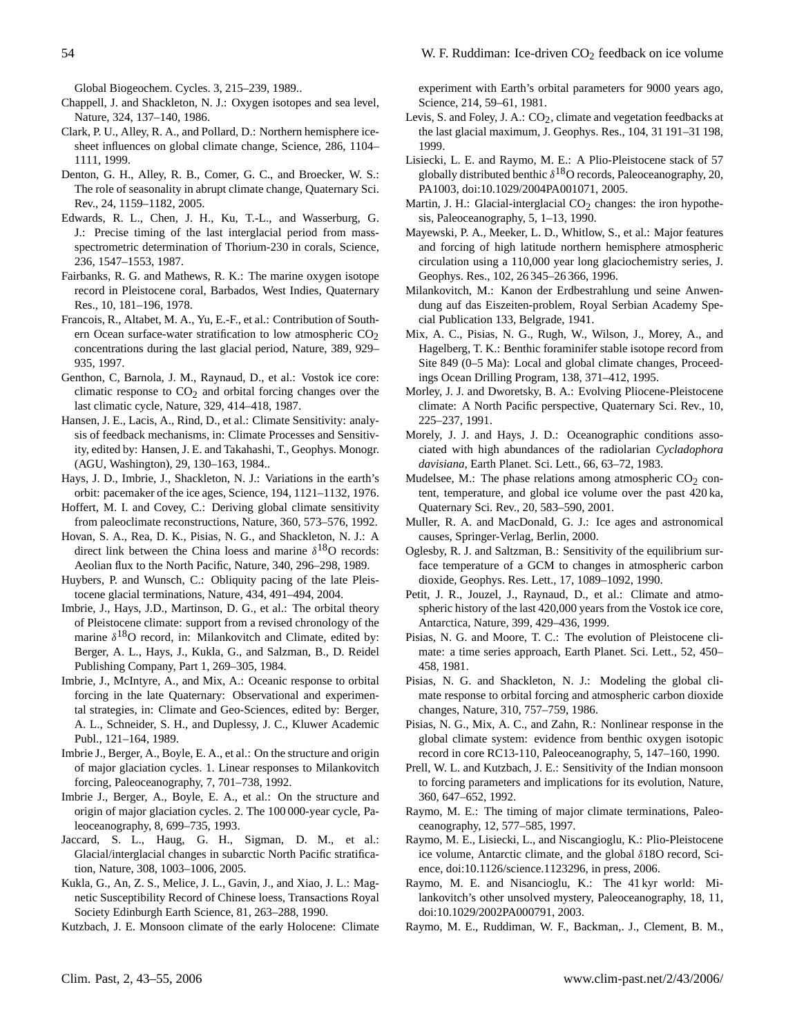Global Biogeochem. Cycles. 3, 215–239, 1989..

Chappell, J. and Shackleton, N. J.: Oxygen isotopes and sea level, Nature, 324, 137–140, 1986.

Clark, P. U., Alley, R. A., and Pollard, D.: Northern hemisphere ice-sheet influences on global climate change, Science, 286, 1104–1111, 1999.

Denton, G. H., Alley, R. B., Comer, G. C., and Broecker, W. S.: The role of seasonality in abrupt climate change, Quaternary Sci. Rev., 24, 1159–1182, 2005.

Edwards, R. L., Chen, J. H., Ku, T.-L., and Wasserburg, G. J.: Precise timing of the last interglacial period from mass-spectrometric determination of Thorium-230 in corals, Science, 236, 1547–1553, 1987.

Fairbanks, R. G. and Mathews, R. K.: The marine oxygen isotope record in Pleistocene coral, Barbados, West Indies, Quaternary Res., 10, 181–196, 1978.

Francois, R., Altabet, M. A., Yu, E.-F., et al.: Contribution of Southern Ocean surface-water stratification to low atmospheric $CO_2$ concentrations during the last glacial period, Nature, 389, 929–935, 1997.

Genthon, C, Barnola, J. M., Raynaud, D., et al.: Vostok ice core: climatic response to $CO_2$ and orbital forcing changes over the last climatic cycle, Nature, 329, 414–418, 1987.

Hansen, J. E., Lacis, A., Rind, D., et al.: Climate Sensitivity: analysis of feedback mechanisms, in: Climate Processes and Sensitivity, edited by: Hansen, J. E. and Takahashi, T., Geophys. Monogr. (AGU, Washington), 29, 130–163, 1984..

Hays, J. D., Imbrie, J., Shackleton, N. J.: Variations in the earth's orbit: pacemaker of the ice ages, Science, 194, 1121–1132, 1976.

Hoffert, M. I. and Covey, C.: Deriving global climate sensitivity from paleoclimate reconstructions, Nature, 360, 573–576, 1992.

Hovan, S. A., Rea, D. K., Pisias, N. G., and Shackleton, N. J.: A direct link between the China loess and marine $\delta^{18}$O records: Aeolian flux to the North Pacific, Nature, 340, 296–298, 1989.

Huybers, P. and Wunsch, C.: Obliquity pacing of the late Pleistocene glacial terminations, Nature, 434, 491–494, 2004.

Imbrie, J., Hays, J.D., Martinson, D. G., et al.: The orbital theory of Pleistocene climate: support from a revised chronology of the marine $\delta^{18}$O record, in: Milankovitch and Climate, edited by: Berger, A. L., Hays, J., Kukla, G., and Salzman, B., D. Reidel Publishing Company, Part 1, 269–305, 1984.

Imbrie, J., McIntyre, A., and Mix, A.: Oceanic response to orbital forcing in the late Quaternary: Observational and experimental strategies, in: Climate and Geo-Sciences, edited by: Berger, A. L., Schneider, S. H., and Duplessy, J. C., Kluwer Academic Publ., 121–164, 1989.

Imbrie J., Berger, A., Boyle, E. A., et al.: On the structure and origin of major glaciation cycles. 1. Linear responses to Milankovitch forcing, Paleoceanography, 7, 701–738, 1992.

Imbrie J., Berger, A., Boyle, E. A., et al.: On the structure and origin of major glaciation cycles. 2. The 100 000-year cycle, Paleoceanography, 8, 699–735, 1993.

Jaccard, S. L., Haug, G. H., Sigman, D. M., et al.: Glacial/interglacial changes in subarctic North Pacific stratification, Nature, 308, 1003–1006, 2005.

Kukla, G., An, Z. S., Melice, J. L., Gavin, J., and Xiao, J. L.: Magnetic Susceptibility Record of Chinese loess, Transactions Royal Society Edinburgh Earth Science, 81, 263–288, 1990.

Kutzbach, J. E. Monsoon climate of the early Holocene: Climate experiment with Earth's orbital parameters for 9000 years ago, Science, 214, 59–61, 1981.

Levis, S. and Foley, J. A.: $CO_2$, climate and vegetation feedbacks at the last glacial maximum, J. Geophys. Res., 104, 31 191–31 198, 1999.

Lisiecki, L. E. and Raymo, M. E.: A Plio-Pleistocene stack of 57 globally distributed benthic $\delta^{18}$O records, Paleoceanography, 20, PA1003, doi:10.1029/2004PA001071, 2005.

Martin, J. H.: Glacial-interglacial $CO_2$ changes: the iron hypothesis, Paleoceanography, 5, 1–13, 1990.

Mayewski, P. A., Meeker, L. D., Whitlow, S., et al.: Major features and forcing of high latitude northern hemisphere atmospheric circulation using a 110,000 year long glaciochemistry series, J. Geophys. Res., 102, 26 345–26 366, 1996.

Milankovitch, M.: Kanon der Erdbestrahlung und seine Anwendung auf das Eiszeiten-problem, Royal Serbian Academy Special Publication 133, Belgrade, 1941.

Mix, A. C., Pisias, N. G., Rugh, W., Wilson, J., Morey, A., and Hagelberg, T. K.: Benthic foraminifer stable isotope record from Site 849 (0–5 Ma): Local and global climate changes, Proceedings Ocean Drilling Program, 138, 371–412, 1995.

Morley, J. J. and Dworetsky, B. A.: Evolving Pliocene-Pleistocene climate: A North Pacific perspective, Quaternary Sci. Rev., 10, 225–237, 1991.

Morely, J. J. and Hays, J. D.: Oceanographic conditions associated with high abundances of the radiolarian *Cycladophora davisiana*, Earth Planet. Sci. Lett., 66, 63–72, 1983.

Mudelsee, M.: The phase relations among atmospheric $CO_2$ content, temperature, and global ice volume over the past 420 ka, Quaternary Sci. Rev., 20, 583–590, 2001.

Muller, R. A. and MacDonald, G. J.: Ice ages and astronomical causes, Springer-Verlag, Berlin, 2000.

Oglesby, R. J. and Saltzman, B.: Sensitivity of the equilibrium surface temperature of a GCM to changes in atmospheric carbon dioxide, Geophys. Res. Lett., 17, 1089–1092, 1990.

Petit, J. R., Jouzel, J., Raynaud, D., et al.: Climate and atmospheric history of the last 420,000 years from the Vostok ice core, Antarctica, Nature, 399, 429–436, 1999.

Pisias, N. G. and Moore, T. C.: The evolution of Pleistocene climate: a time series approach, Earth Planet. Sci. Lett., 52, 450–458, 1981.

Pisias, N. G. and Shackleton, N. J.: Modeling the global climate response to orbital forcing and atmospheric carbon dioxide changes, Nature, 310, 757–759, 1986.

Pisias, N. G., Mix, A. C., and Zahn, R.: Nonlinear response in the global climate system: evidence from benthic oxygen isotopic record in core RC13-110, Paleoceanography, 5, 147–160, 1990.

Prell, W. L. and Kutzbach, J. E.: Sensitivity of the Indian monsoon to forcing parameters and implications for its evolution, Nature, 360, 647–652, 1992.

Raymo, M. E.: The timing of major climate terminations, Paleoceanography, 12, 577–585, 1997.

Raymo, M. E., Lisiecki, L., and Niscangioglu, K.: Plio-Pleistocene ice volume, Antarctic climate, and the global $\delta$18O record, Science, doi:10.1126/science.1123296, in press, 2006.

Raymo, M. E. and Nisancioglu, K.: The 41 kyr world: Milankovitch's other unsolved mystery, Paleoceanography, 18, 11, doi:10.1029/2002PA000791, 2003.

Raymo, M. E., Ruddiman, W. F., Backman,. J., Clement, B. M.,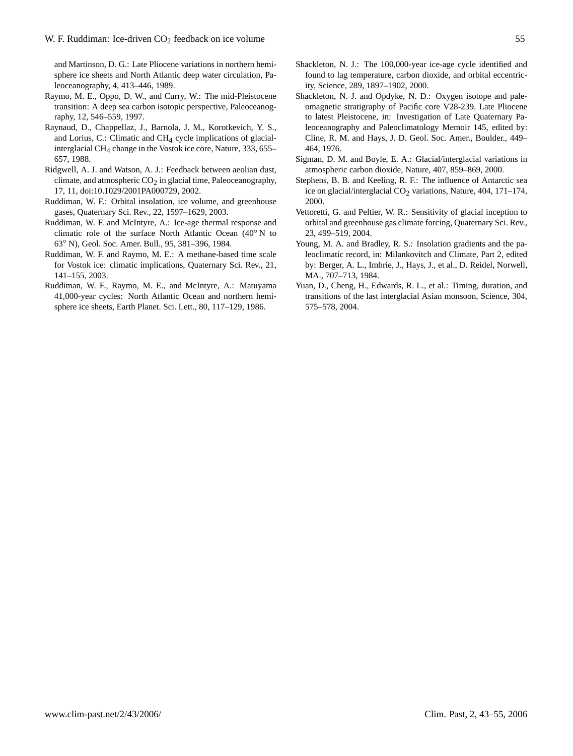and Martinson, D. G.: Late Pliocene variations in northern hemisphere ice sheets and North Atlantic deep water circulation, Paleoceanography, 4, 413–446, 1989.

Raymo, M. E., Oppo, D. W., and Curry, W.: The mid-Pleistocene transition: A deep sea carbon isotopic perspective, Paleoceanography, 12, 546–559, 1997.

Raynaud, D., Chappellaz, J., Barnola, J. M., Korotkevich, Y. S., and Lorius, C.: Climatic and $CH_4$ cycle implications of glacial-interglacial $CH_4$ change in the Vostok ice core, Nature, 333, 655–657, 1988.

Ridgwell, A. J. and Watson, A. J.: Feedback between aeolian dust, climate, and atmospheric $CO_2$ in glacial time, Paleoceanography, 17, 11, doi:10.1029/2001PA000729, 2002.

Ruddiman, W. F.: Orbital insolation, ice volume, and greenhouse gases, Quaternary Sci. Rev., 22, 1597–1629, 2003.

Ruddiman, W. F. and McIntyre, A.: Ice-age thermal response and climatic role of the surface North Atlantic Ocean (40° N to 63° N), Geol. Soc. Amer. Bull., 95, 381–396, 1984.

Ruddiman, W. F. and Raymo, M. E.: A methane-based time scale for Vostok ice: climatic implications, Quaternary Sci. Rev., 21, 141–155, 2003.

Ruddiman, W. F., Raymo, M. E., and McIntyre, A.: Matuyama 41,000-year cycles: North Atlantic Ocean and northern hemisphere ice sheets, Earth Planet. Sci. Lett., 80, 117–129, 1986.

Shackleton, N. J.: The 100,000-year ice-age cycle identified and found to lag temperature, carbon dioxide, and orbital eccentricity, Science, 289, 1897–1902, 2000.

Shackleton, N. J. and Opdyke, N. D.: Oxygen isotope and paleomagnetic stratigraphy of Pacific core V28-239. Late Pliocene to latest Pleistocene, in: Investigation of Late Quaternary Paleoceanography and Paleoclimatology Memoir 145, edited by: Cline, R. M. and Hays, J. D. Geol. Soc. Amer., Boulder., 449–464, 1976.

Sigman, D. M. and Boyle, E. A.: Glacial/interglacial variations in atmospheric carbon dioxide, Nature, 407, 859–869, 2000.

Stephens, B. B. and Keeling, R. F.: The influence of Antarctic sea ice on glacial/interglacial $CO_2$ variations, Nature, 404, 171–174, 2000.

Vettoretti, G. and Peltier, W. R.: Sensitivity of glacial inception to orbital and greenhouse gas climate forcing, Quaternary Sci. Rev., 23, 499–519, 2004.

Young, M. A. and Bradley, R. S.: Insolation gradients and the paleoclimatic record, in: Milankovitch and Climate, Part 2, edited by: Berger, A. L., Imbrie, J., Hays, J., et al., D. Reidel, Norwell, MA., 707–713, 1984.

Yuan, D., Cheng, H., Edwards, R. L., et al.: Timing, duration, and transitions of the last interglacial Asian monsoon, Science, 304, 575–578, 2004.